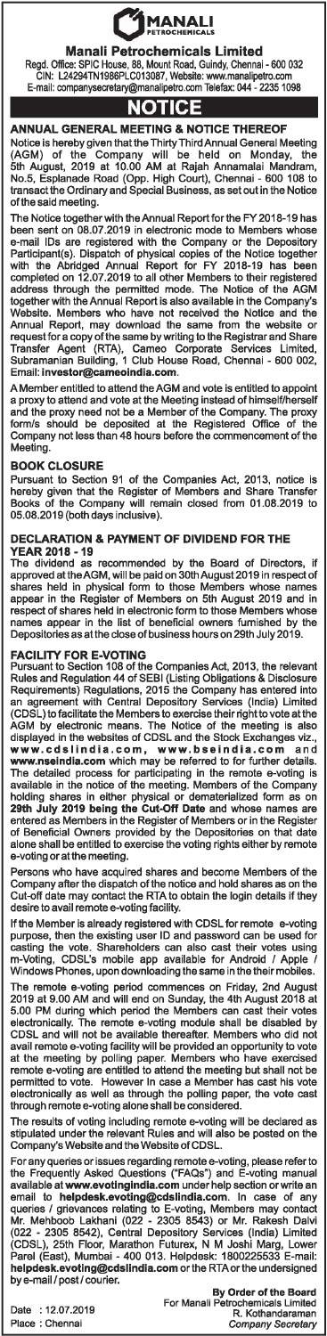# MANALI PETROCHEMICALS

## Manali Petrochemicals Limited

Regd. Office: SPIC House, 88, Mount Road, Guindy, Chennai - 600 032
CIN: L24294TN1986PLC013087, Website: www.manalipetro.com
E-mail: companysecretary@manalipetro.com Telefax: 044 - 2235 1098

# NOTICE

## ANNUAL GENERAL MEETING & NOTICE THEREOF

Notice is hereby given that the Thirty Third Annual General Meeting (AGM) of the Company will be held on Monday, the 5th August, 2019 at 10.00 AM at Rajah Annamalai Mandram, No.5, Esplanade Road (Opp. High Court), Chennai - 600 108 to transact the Ordinary and Special Business, as set out in the Notice of the said meeting.

The Notice together with the Annual Report for the FY 2018-19 has been sent on 08.07.2019 in electronic mode to Members whose e-mail IDs are registered with the Company or the Depository Participant(s). Dispatch of physical copies of the Notice together with the Abridged Annual Report for FY 2018-19 has been completed on 12.07.2019 to all other Members to their registered address through the permitted mode. The Notice of the AGM together with the Annual Report is also available in the Company's Website. Members who have not received the Notice and the Annual Report, may download the same from the website or request for a copy of the same by writing to the Registrar and Share Transfer Agent (RTA), Cameo Corporate Services Limited, Subramanian Building, 1 Club House Road, Chennai - 600 002, Email: **investor@cameoindia.com**.

A Member entitled to attend the AGM and vote is entitled to appoint a proxy to attend and vote at the Meeting instead of himself/herself and the proxy need not be a Member of the Company. The proxy form/s should be deposited at the Registered Office of the Company not less than 48 hours before the commencement of the Meeting.

## BOOK CLOSURE

Pursuant to Section 91 of the Companies Act, 2013, notice is hereby given that the Register of Members and Share Transfer Books of the Company will remain closed from 01.08.2019 to 05.08.2019 (both days inclusive).

## DECLARATION & PAYMENT OF DIVIDEND FOR THE YEAR 2018 - 19

The dividend as recommended by the Board of Directors, if approved at the AGM, will be paid on 30th August 2019 in respect of shares held in physical form to those Members whose names appear in the Register of Members on 5th August 2019 and in respect of shares held in electronic form to those Members whose names appear in the list of beneficial owners furnished by the Depositories as at the close of business hours on 29th July 2019.

## FACILITY FOR E-VOTING

Pursuant to Section 108 of the Companies Act, 2013, the relevant Rules and Regulation 44 of SEBI (Listing Obligations & Disclosure Requirements) Regulations, 2015 the Company has entered into an agreement with Central Depository Services (India) Limited (CDSL) to facilitate the Members to exercise their right to vote at the AGM by electronic means. The Notice of the meeting is also displayed in the websites of CDSL and the Stock Exchanges viz., **www.cdslindia.com**, **www.bseindia.com** and **www.nseindia.com** which may be referred to for further details. The detailed process for participating in the remote e-voting is available in the notice of the meeting. Members of the Company holding shares in either physical or dematerialized form as on **29th July 2019 being the Cut-Off Date** and whose names are entered as Members in the Register of Members or in the Register of Beneficial Owners provided by the Depositories on that date alone shall be entitled to exercise the voting rights either by remote e-voting or at the meeting.

Persons who have acquired shares and become Members of the Company after the dispatch of the notice and hold shares as on the Cut-off date may contact the RTA to obtain the login details if they desire to avail remote e-voting facility.

If the Member is already registered with CDSL for remote e-voting purpose, then the existing user ID and password can be used for casting the vote. Shareholders can also cast their votes using m-Voting, CDSL's mobile app available for Android / Apple / Windows Phones, upon downloading the same in the their mobiles.

The remote e-voting period commences on Friday, 2nd August 2019 at 9.00 AM and will end on Sunday, the 4th August 2018 at 5.00 PM during which period the Members can cast their votes electronically. The remote e-voting module shall be disabled by CDSL and will not be available thereafter. Members who did not avail remote e-voting facility will be provided an opportunity to vote at the meeting by polling paper. Members who have exercised remote e-voting are entitled to attend the meeting but shall not be permitted to vote. However In case a Member has cast his vote electronically as well as through the polling paper, the vote cast through remote e-voting alone shall be considered.

The results of voting including remote e-voting will be declared as stipulated under the relevant Rules and will also be posted on the Company's Website and the Website of CDSL.

For any queries or issues regarding remote e-voting, please refer to the Frequently Asked Questions ("FAQs") and E-voting manual available at **www.evotingindia.com** under help section or write an email to **helpdesk.evoting@cdslindia.com**. In case of any queries / grievances relating to E-voting, Members may contact Mr. Mehboob Lakhani (022 - 2305 8543) or Mr. Rakesh Dalvi (022 - 2305 8542), Central Depository Services (India) Limited (CDSL), 25th Floor, Marathon Futurex, N M Joshi Marg, Lower Parel (East), Mumbai - 400 013. Helpdesk: 1800225533 E-mail: **helpdesk.evoting@cdslindia.com** or the RTA or the undersigned by e-mail / post / courier.

**By Order of the Board**
For Manali Petrochemicals Limited
R. Kothandaraman
*Company Secretary*

Date : 12.07.2019
Place : Chennai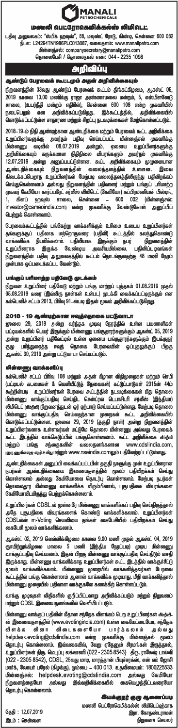# MANALI PETROCHEMICALS

## மணலி பெட்ரோகெமிக்கல்ஸ் லிமிடெட்

பதிவு அலுவலகம்: "ஸ்பிக் ஹவுஸ்", 88, மவுண்ட் ரோடு, கிண்டி, சென்னை 600 032
சிஐஎன்: L24294TN1986PLC013087, வலைதளம்: www.manalipetro.com
மின்னஞ்சல்: companysecretary@manalipetro.com
தொலைபேசி / தொலைநகல் எண்: 044 - 2235 1098

## அறிவிப்பு

### ஆண்டுப் பேரவைக் கூட்டமும் அதன் அறிவிக்கையும்

நிறுவனத்தின் 33வது ஆண்டுப் பேரவைக் கூட்டம் திங்கட்கிழமை, ஆகஸ்ட் 05, 2019 காலை 10.00 மணிக்கு ராஜா அண்ணாமலை மன்றம், 5, எஸ்பிளனேடு சாலை, (உயர்நீதி மன்றம் எதிரில்), சென்னை 600 108 என்ற முகவரியில் நடைபெறும் என அறிவிக்கப்படுகிறது. இக்கூட்டத்தில், அறிவிக்கையில் கொடுக்கப்பட்டுள்ள சாதாரண மற்றும் சிறப்பு நடவடிக்கைகள் மேற்கொள்ளப்படும்.

2018-19-ம் நிதி ஆண்டிற்கான ஆண்டறிக்கை மற்றும் பேரவைக் கூட்ட அறிவிக்கை உறுப்பினர்களுக்கு அவர்கள் பதிவு செய்யப்பட்ட மின்னஞ்சல் முகவரிக்கு மின்னணு வாயிலாக 08.07.2019 அன்றும், ஏனைய உறுப்பினர்களுக்கு அனுமதிக்கப்பட்ட சுருக்கமான நிதிநிலை விவரங்களும் அவர்கள் முகவரிக்கு 12.07.2019 அன்று அனுப்பப்பட்டுள்ளன. கூட்ட அறிவிக்கையும் முழுமையான ஆண்டறிக்கையும் நிறுவனத்தின் வலைத்தளத்தில் உள்ளன. இவை கிடைக்கப்பெறாத உறுப்பினர்கள் மேற்படி வலைத்தளத்திலிருந்து பதிவிறக்கம் செய்துகொள்ளலாம் அல்லது நிறுவனத்தின் பதிவாளர் மற்றும் பங்குப் பரிமாற்ற முகவர் கேமியோ கார்ப்பரேட் சர்வீஸ் லிமிடெட் (கேமியோ) சுப்ரமணியன் பில்டிங், 1, கிளப் ஹவுஸ் சாலை, சென்னை - 600 002 (மின்னஞ்சல்: investor@cameoindia.com) என்ற முகவரிக்கு வேண்டுகோள் அனுப்பிப் பெற்றுக் கொள்ளலாம்.

பேரவைக்கூட்டத்தில் பங்கேற்று வாக்களிக்கும் உரிமை உடைய உறுப்பினர்கள் தங்களுக்குப் பதிலாக மற்றொருவரை (பதிலி) கூட்டத்தில் கலந்துகொண்டு வாக்களிக்க நியமிக்கலாம். பதிலியாக இருக்கும் நபர் நிறுவனத்தின் உறுப்பினராக இருக்க வேண்டிய அவசியமில்லை. பதிலிப்படிவங்கள் நிறுவனத்தின் பதிவு அலுவலகத்தில் கூட்டம் தொடங்குவதற்கு 48 மணி நேரம் முன்பாக ஒப்படைக்கப்பட வேண்டும்.

### பங்குப் பரிமாற்ற பதிவேடு முடக்கம்

நிறுவன உறுப்பினர் பதிவேடு மற்றும் பங்கு மாற்றுப் புத்தகம் 01.08.2019 முதல் 05.08.2019 வரை (இவ்விரு நாட்கள் உட்பட) முடக்கி வைக்கப்பட்டிருக்கும் என கம்பெனிச் சட்டம் 2013, பிரிவு 91-ன்படி இதன் மூலம் அறிவிக்கப்படுகிறது.

### 2018 - 19 ஆண்டிற்கான ஈவுத்தொகை பட்டுவாடா

ஜூலை 29, 2019 அன்று வர்த்தக முடிவு நேரத்தில் உள்ள பயனாளிகள் பட்டியல்களில் பெயர் இருக்கும் மின்னணு பங்குதாரர்களுக்கும் ஆகஸ்ட் 05, 2019 அன்று உறுப்பினர் பதிவேட்டில் உள்ள ஏனைய பங்குதாரர்களுக்கும் இயக்குநர் குழு பரிந்துரைத்த ஈவுத் தொகை பேரவையின் ஒப்புதலுக்குப் பிறகு ஆகஸ்ட் 30, 2019 அன்று பட்டுவாடா செய்யப்படும்.

### மின்னணு வாக்களிப்பு

கம்பெனிச் சட்டம் பிரிவு 108 மற்றும் அதன் கீழான விதிமுறைகள் மற்றும் செபி (பட்டியல் கடமைகள் & வெளியீட்டுத் தேவைகள்) கட்டுப்பாடுகள் 2015ன் 44ம் சுற்றின்படி உறுப்பினர்கள் பேரவை கூட்டத்தின் நடவடிக்கைகள் மீது தொலை மின்னணு வாக்களிப்பு செய்திட சென்ட்ரல் டெபாசிட்டரி சர்வீஸ் (இந்தியா) லிமிடெட் (சிடிஎஸ்எல்) நிறுவனத்துடன் ஓர் ஏற்பாடு செய்யப்பட்டுள்ளது. மேற்படி தொலை மின்னணு வாக்குப்பதிவு செய்வதற்கான முறைகள் கூட்ட அறிவிக்கையில் கொடுக்கப்பட்டுள்ளன. ஜூலை 29, 2019 (தகுதி நாள்) அன்று நிறுவனத்தின் உறுப்பினர்களாக உள்ளவர்கள் மட்டுமே தொலை மின்னணு அல்லது பேரவைக் கூட்ட இடத்தில் வாக்களிப்பில் பங்குகொள்ளலாம். கூட்ட அறிவிக்கை சிடிஎஸ்எல் மற்றும் பங்கு சந்தைகளின் வலைதளங்களான www.cdslindia.com, பிஎஸ்இ www.bseindia.com மற்றும் www.nseindia.com லும் பதிவேற்றப்பட்டுள்ளது.

ஆண்டறிக்கைகள் அனுப்பி வைக்கப்பட்டபின் தகுதி நாளுக்கு முன் உறுப்பினரான நபர்கள் ஆண்டறிக்கையை இணையதளத்தின் மூலம் பதிவிறக்கம் செய்து கொள்ளலாம் அல்லது கேமியோவை தொடர்பு கொள்ளலாம். மேற்படி நபர்கள் தொலைதூர மின்னணு வாக்களிக்க விரும்பினால், புகுபதிகை விவரங்களை கேமியோவிடமிருந்து பெற்றுக்கொள்ளலாம்.

உறுப்பினர்கள் CDSL-ல் முன்னரே மின்னணு வாக்களிக்கப் பதிவு செய்திருந்தால் அதே புகுபதிகை விவரங்களைக் கொண்டு வாக்களிக்கலாம். உறுப்பினர்கள் CDSLன் m-Voting செயலியை தங்கள் கைபேசியில் பதிவிறக்கம் செய்து கைபேசி மூலம் வாக்களிக்கலாம்.

ஆகஸ்ட் 02, 2019 வெள்ளிக்கிழமை காலை 9.00 மணி முதல் ஆகஸ்ட் 04, 2019 ஞாயிற்றுக்கிழமை மாலை 5 மணி (இந்திய நேரப்படி) முடிய மின்னணு வாக்குப்பதிவு செய்யலாம். இதன் பிறகு மின்னணு வாக்குப்பதிவு செய்திடும் வசதி இருக்காது. மின்னணு வாக்களிக்காத உறுப்பினர்கள் கூட்ட இடத்தில் வாக்குச்சீட்டு மூலம் வாக்களிக்கலாம். மின்னணு முறையில் வாக்களித்தவர்கள் பேரவை கூட்டத்தில் பங்கு கொள்ளலாம் ஆனால் வாக்களிக்க முடியாது. மீறி வாக்களித்தால் மின்னணு முறையில் பதிவான வாக்குகளே கணக்கில் கொள்ளப்படும்.

வாக்கு முடிவுகள் விதிகளில் குறிப்பிட்டவாறு அறிவிக்கப்படும் மற்றும் நிறுவனம் மற்றும் CDSL இணையதளங்களில் வெளியிடப்படும்.

மின்னணு வாக்குப் பதிவின் மீதான சந்தேக விளக்கம் பெற உறுப்பினர்கள் சிடிஎஸ்எல் இணையதளத்தில் (www.evotingindia.com) உள்ள கையேட்டையோ, சந்தேக விளக்க வினா விடைகளையோ பார்க்கலாம் அல்லது helpdesk.evoting@cdslindia.com என்ற முகவரிக்கு மின்னஞ்சல் மூலம் தொடர்பு கொள்ளலாம். இவ்வகையில், வேறு ஏதேனும் சிரமங்கள் இருந்தால், உறுப்பினர்கள் திரு. மெஹ்புப் லகானி (022 - 2305 8543) திரு. ராகேஷ் டால்வி (022 - 2305 8542), CDSL, 25வது மாடி, மாரத்தான் பியூச்சர்க்ஸ், என் எம் ஜோசி மார்க், லோயர் பரேல் (கிழக்கு), மும்பை - 400 013. உதவிமையம்: 1800225533 மின்னஞ்சல்: helpdesk.evoting@cdslindia.com அல்லது கேமியோ நிறுவனத்தையோ அல்லது இவ்வறிவிக்கையில் கையெழுத்திட்டவரையோ தொடர்பு கொள்ளலாம்.

**இயக்குநர் குழு ஆணைப்படி**
மணலி பெட்ரோகெமிக்கல்ஸ் லிமிடெட்டுக்காக
இரா. கோதண்டராமன்
நிறுவனச் செயலர்

தேதி : 12.07.2019
இடம் : சென்னை